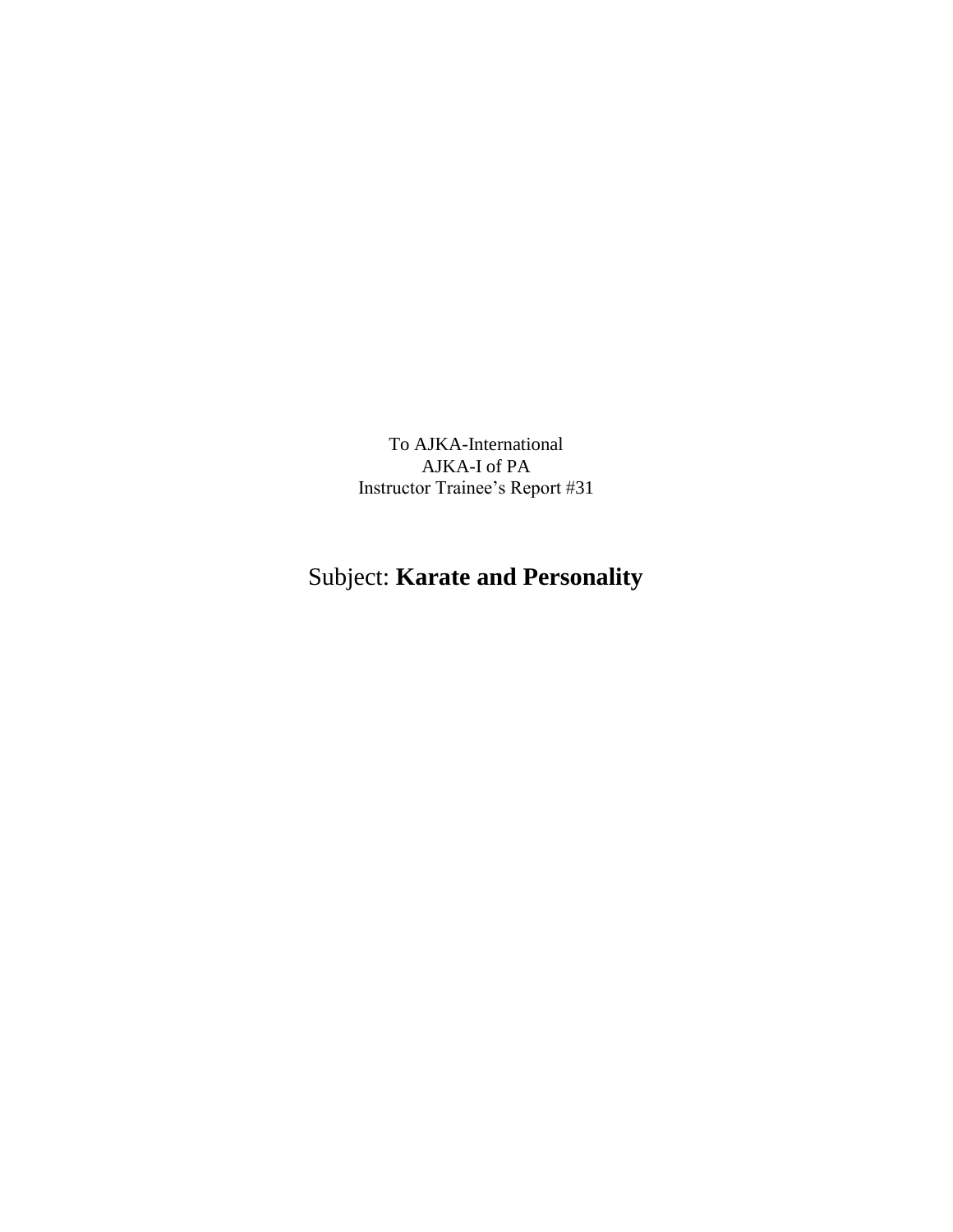To AJKA-International

AJKA-I of PA

Instructor Trainee's Report #31

# Subject: **Karate and Personality**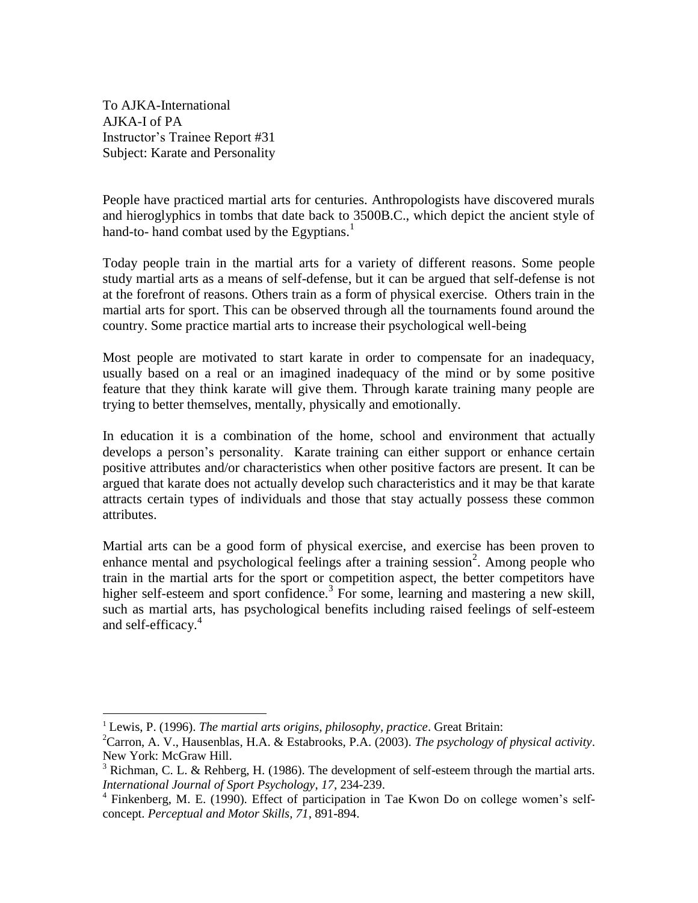To AJKA-International
AJKA-I of PA
Instructor's Trainee Report #31
Subject: Karate and Personality

People have practiced martial arts for centuries. Anthropologists have discovered murals and hieroglyphics in tombs that date back to 3500B.C., which depict the ancient style of hand-to- hand combat used by the Egyptians.[1]

Today people train in the martial arts for a variety of different reasons. Some people study martial arts as a means of self-defense, but it can be argued that self-defense is not at the forefront of reasons. Others train as a form of physical exercise. Others train in the martial arts for sport. This can be observed through all the tournaments found around the country. Some practice martial arts to increase their psychological well-being

Most people are motivated to start karate in order to compensate for an inadequacy, usually based on a real or an imagined inadequacy of the mind or by some positive feature that they think karate will give them. Through karate training many people are trying to better themselves, mentally, physically and emotionally.

In education it is a combination of the home, school and environment that actually develops a person's personality. Karate training can either support or enhance certain positive attributes and/or characteristics when other positive factors are present. It can be argued that karate does not actually develop such characteristics and it may be that karate attracts certain types of individuals and those that stay actually possess these common attributes.

Martial arts can be a good form of physical exercise, and exercise has been proven to enhance mental and psychological feelings after a training session[2]. Among people who train in the martial arts for the sport or competition aspect, the better competitors have higher self-esteem and sport confidence.[3] For some, learning and mastering a new skill, such as martial arts, has psychological benefits including raised feelings of self-esteem and self-efficacy.[4]

---

[1] Lewis, P. (1996). *The martial arts origins, philosophy, practice*. Great Britain:

[2] Carron, A. V., Hausenblas, H.A. & Estabrooks, P.A. (2003). *The psychology of physical activity*. New York: McGraw Hill.

[3] Richman, C. L. & Rehberg, H. (1986). The development of self-esteem through the martial arts. *International Journal of Sport Psychology*, *17*, 234-239.

[4] Finkenberg, M. E. (1990). Effect of participation in Tae Kwon Do on college women's self-concept. *Perceptual and Motor Skills, 71*, 891-894.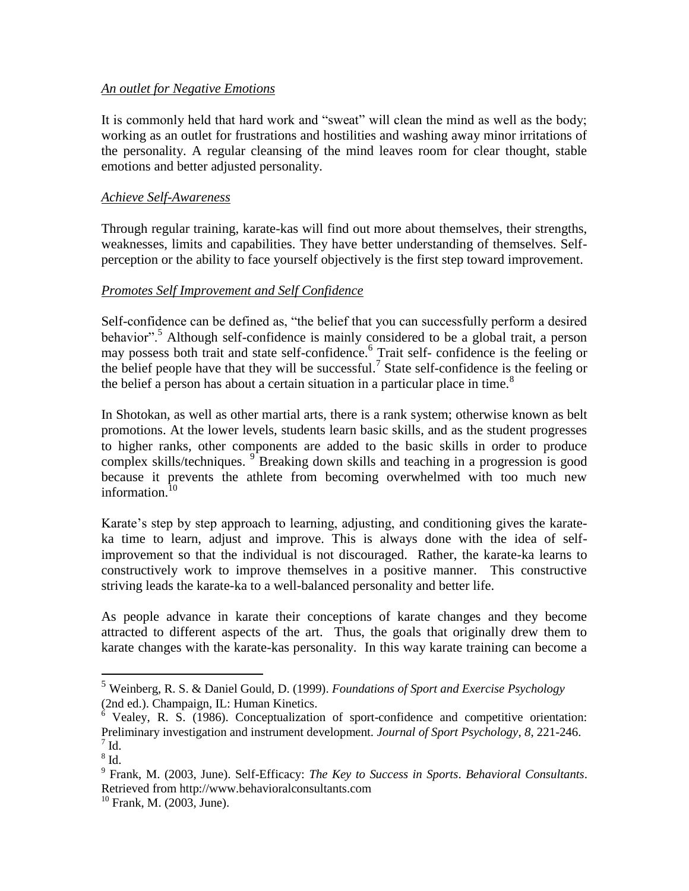*An outlet for Negative Emotions*

It is commonly held that hard work and "sweat" will clean the mind as well as the body; working as an outlet for frustrations and hostilities and washing away minor irritations of the personality. A regular cleansing of the mind leaves room for clear thought, stable emotions and better adjusted personality.

*Achieve Self-Awareness*

Through regular training, karate-kas will find out more about themselves, their strengths, weaknesses, limits and capabilities. They have better understanding of themselves. Self-perception or the ability to face yourself objectively is the first step toward improvement.

*Promotes Self Improvement and Self Confidence*

Self-confidence can be defined as, "the belief that you can successfully perform a desired behavior".[5] Although self-confidence is mainly considered to be a global trait, a person may possess both trait and state self-confidence.[6] Trait self- confidence is the feeling or the belief people have that they will be successful.[7] State self-confidence is the feeling or the belief a person has about a certain situation in a particular place in time.[8]

In Shotokan, as well as other martial arts, there is a rank system; otherwise known as belt promotions. At the lower levels, students learn basic skills, and as the student progresses to higher ranks, other components are added to the basic skills in order to produce complex skills/techniques. [9] Breaking down skills and teaching in a progression is good because it prevents the athlete from becoming overwhelmed with too much new information.[10]

Karate's step by step approach to learning, adjusting, and conditioning gives the karate-ka time to learn, adjust and improve. This is always done with the idea of self-improvement so that the individual is not discouraged. Rather, the karate-ka learns to constructively work to improve themselves in a positive manner. This constructive striving leads the karate-ka to a well-balanced personality and better life.

As people advance in karate their conceptions of karate changes and they become attracted to different aspects of the art. Thus, the goals that originally drew them to karate changes with the karate-kas personality. In this way karate training can become a

---

[5] Weinberg, R. S. & Daniel Gould, D. (1999). *Foundations of Sport and Exercise Psychology* (2nd ed.). Champaign, IL: Human Kinetics.

[6] Vealey, R. S. (1986). Conceptualization of sport-confidence and competitive orientation: Preliminary investigation and instrument development. *Journal of Sport Psychology*, *8*, 221-246.

[7] Id.

[8] Id.

[9] Frank, M. (2003, June). Self-Efficacy: *The Key to Success in Sports*. *Behavioral Consultants*. Retrieved from http://www.behavioralconsultants.com

[10] Frank, M. (2003, June).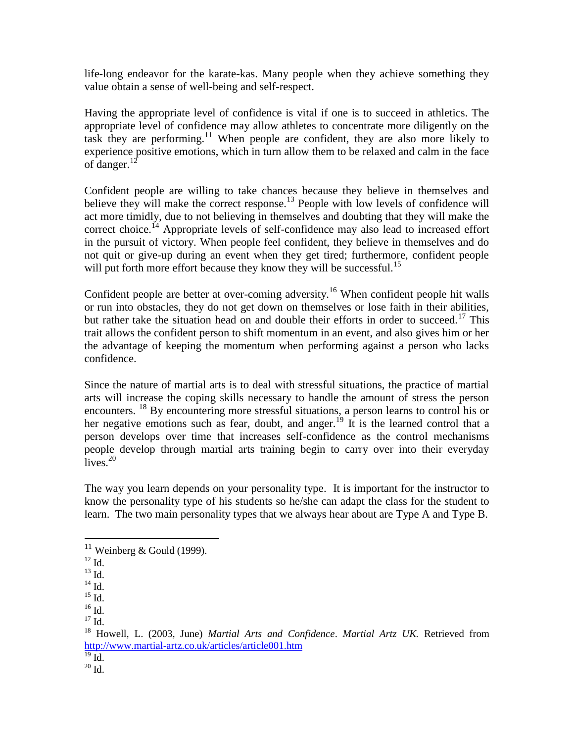life-long endeavor for the karate-kas. Many people when they achieve something they value obtain a sense of well-being and self-respect.

Having the appropriate level of confidence is vital if one is to succeed in athletics. The appropriate level of confidence may allow athletes to concentrate more diligently on the task they are performing.[11] When people are confident, they are also more likely to experience positive emotions, which in turn allow them to be relaxed and calm in the face of danger.[12]

Confident people are willing to take chances because they believe in themselves and believe they will make the correct response.[13] People with low levels of confidence will act more timidly, due to not believing in themselves and doubting that they will make the correct choice.[14] Appropriate levels of self-confidence may also lead to increased effort in the pursuit of victory. When people feel confident, they believe in themselves and do not quit or give-up during an event when they get tired; furthermore, confident people will put forth more effort because they know they will be successful.[15]

Confident people are better at over-coming adversity.[16] When confident people hit walls or run into obstacles, they do not get down on themselves or lose faith in their abilities, but rather take the situation head on and double their efforts in order to succeed.[17] This trait allows the confident person to shift momentum in an event, and also gives him or her the advantage of keeping the momentum when performing against a person who lacks confidence.

Since the nature of martial arts is to deal with stressful situations, the practice of martial arts will increase the coping skills necessary to handle the amount of stress the person encounters. [18] By encountering more stressful situations, a person learns to control his or her negative emotions such as fear, doubt, and anger.[19] It is the learned control that a person develops over time that increases self-confidence as the control mechanisms people develop through martial arts training begin to carry over into their everyday lives.[20]

The way you learn depends on your personality type. It is important for the instructor to know the personality type of his students so he/she can adapt the class for the student to learn. The two main personality types that we always hear about are Type A and Type B.

---

[11] Weinberg & Gould (1999).
[12] Id.
[13] Id.
[14] Id.
[15] Id.
[16] Id.
[17] Id.
[18] Howell, L. (2003, June) *Martial Arts and Confidence*. *Martial Artz UK.* Retrieved from http://www.martial-artz.co.uk/articles/article001.htm
[19] Id.
[20] Id.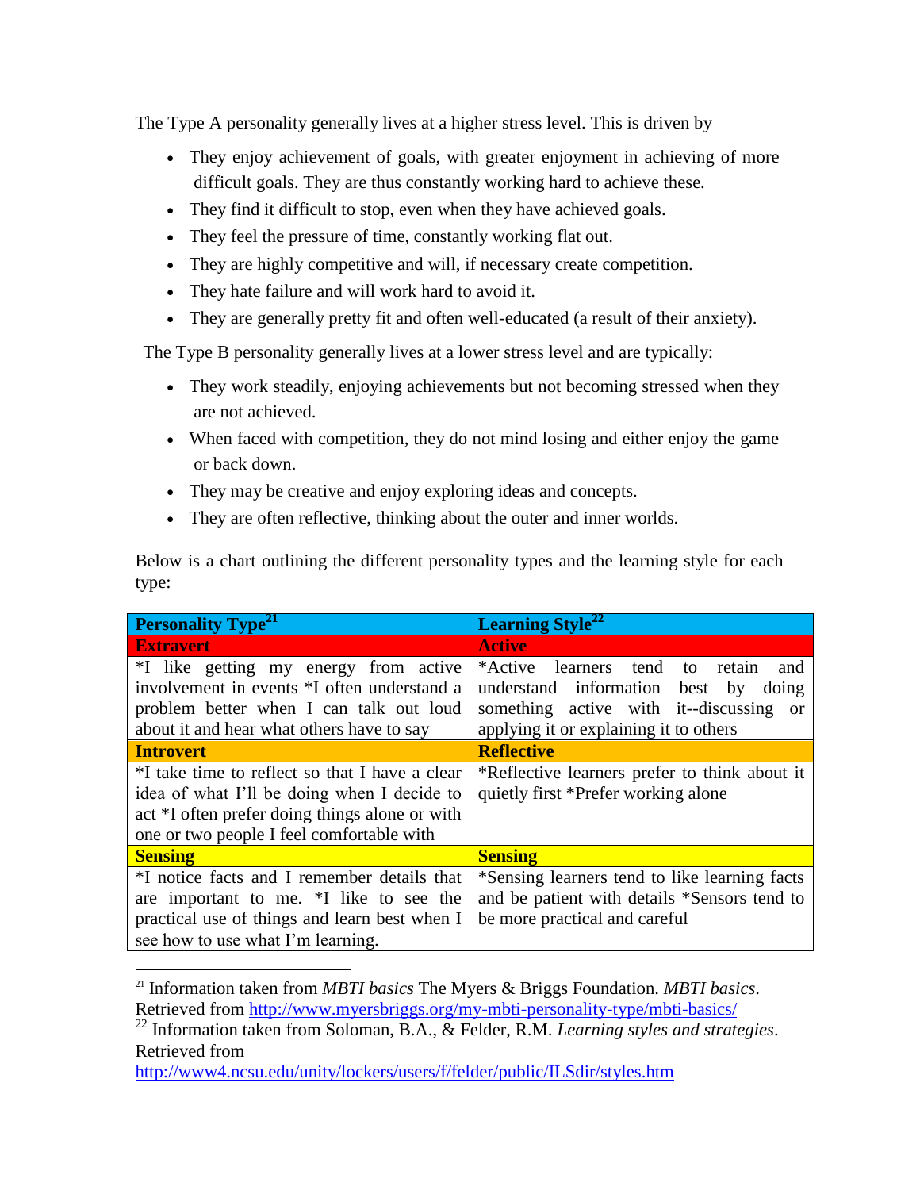The Type A personality generally lives at a higher stress level. This is driven by

- They enjoy achievement of goals, with greater enjoyment in achieving of more difficult goals. They are thus constantly working hard to achieve these.
- They find it difficult to stop, even when they have achieved goals.
- They feel the pressure of time, constantly working flat out.
- They are highly competitive and will, if necessary create competition.
- They hate failure and will work hard to avoid it.
- They are generally pretty fit and often well-educated (a result of their anxiety).

The Type B personality generally lives at a lower stress level and are typically:

- They work steadily, enjoying achievements but not becoming stressed when they are not achieved.
- When faced with competition, they do not mind losing and either enjoy the game or back down.
- They may be creative and enjoy exploring ideas and concepts.
- They are often reflective, thinking about the outer and inner worlds.

Below is a chart outlining the different personality types and the learning style for each type:

| **Personality Type**[21] | **Learning Style**[22] |
| --- | --- |
| **Extravert** | **Active** |
| *I like getting my energy from active involvement in events *I often understand a problem better when I can talk out loud about it and hear what others have to say | *Active learners tend to retain and understand information best by doing something active with it--discussing or applying it or explaining it to others |
| **Introvert** | **Reflective** |
| *I take time to reflect so that I have a clear idea of what I'll be doing when I decide to act *I often prefer doing things alone or with one or two people I feel comfortable with | *Reflective learners prefer to think about it quietly first *Prefer working alone |
| **Sensing** | **Sensing** |
| *I notice facts and I remember details that are important to me. *I like to see the practical use of things and learn best when I see how to use what I'm learning. | *Sensing learners tend to like learning facts and be patient with details *Sensors tend to be more practical and careful |

---

[21] Information taken from *MBTI basics* The Myers & Briggs Foundation. *MBTI basics*. Retrieved from http://www.myersbriggs.org/my-mbti-personality-type/mbti-basics/

[22] Information taken from Soloman, B.A., & Felder, R.M. *Learning styles and strategies*. Retrieved from http://www4.ncsu.edu/unity/lockers/users/f/felder/public/ILSdir/styles.htm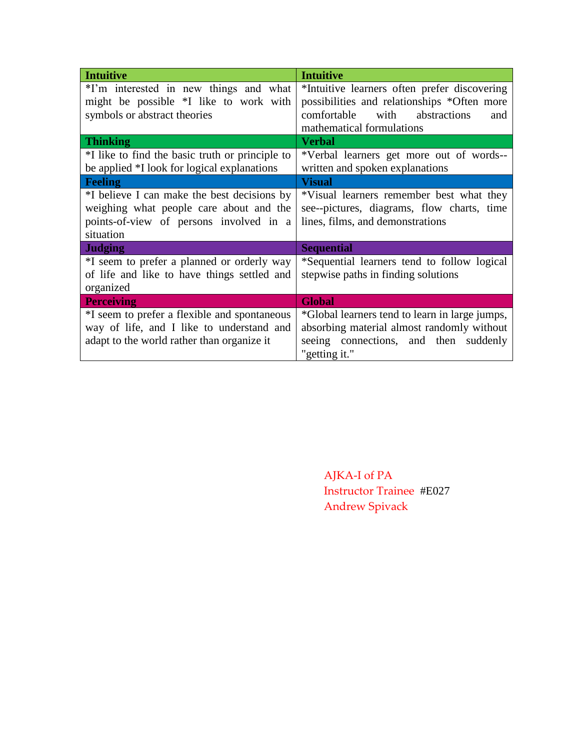| | |
|---|---|
| **Intuitive** | **Intuitive** |
| *I'm interested in new things and what might be possible *I like to work with symbols or abstract theories | *Intuitive learners often prefer discovering possibilities and relationships *Often more comfortable with abstractions and mathematical formulations |
| **Thinking** | **Verbal** |
| *I like to find the basic truth or principle to be applied *I look for logical explanations | *Verbal learners get more out of words--written and spoken explanations |
| **Feeling** | **Visual** |
| *I believe I can make the best decisions by weighing what people care about and the points-of-view of persons involved in a situation | *Visual learners remember best what they see--pictures, diagrams, flow charts, time lines, films, and demonstrations |
| **Judging** | **Sequential** |
| *I seem to prefer a planned or orderly way of life and like to have things settled and organized | *Sequential learners tend to follow logical stepwise paths in finding solutions |
| **Perceiving** | **Global** |
| *I seem to prefer a flexible and spontaneous way of life, and I like to understand and adapt to the world rather than organize it | *Global learners tend to learn in large jumps, absorbing material almost randomly without seeing connections, and then suddenly "getting it." |

AJKA-I of PA
Instructor Trainee #E027
Andrew Spivack